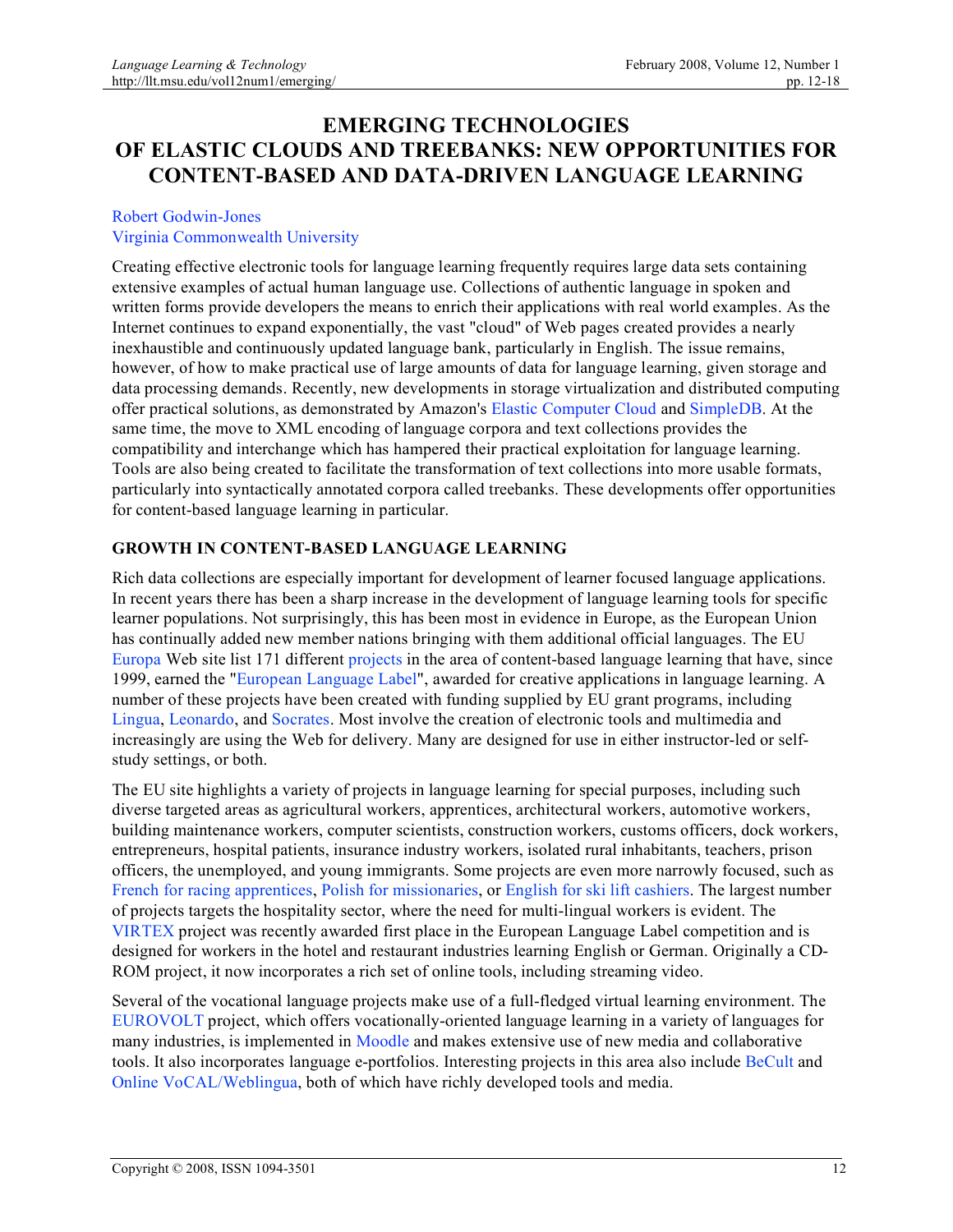# EMERGING TECHNOLOGIES
# OF ELASTIC CLOUDS AND TREEBANKS: NEW OPPORTUNITIES FOR CONTENT-BASED AND DATA-DRIVEN LANGUAGE LEARNING

Robert Godwin-Jones
Virginia Commonwealth University

Creating effective electronic tools for language learning frequently requires large data sets containing extensive examples of actual human language use. Collections of authentic language in spoken and written forms provide developers the means to enrich their applications with real world examples. As the Internet continues to expand exponentially, the vast "cloud" of Web pages created provides a nearly inexhaustible and continuously updated language bank, particularly in English. The issue remains, however, of how to make practical use of large amounts of data for language learning, given storage and data processing demands. Recently, new developments in storage virtualization and distributed computing offer practical solutions, as demonstrated by Amazon's Elastic Computer Cloud and SimpleDB. At the same time, the move to XML encoding of language corpora and text collections provides the compatibility and interchange which has hampered their practical exploitation for language learning. Tools are also being created to facilitate the transformation of text collections into more usable formats, particularly into syntactically annotated corpora called treebanks. These developments offer opportunities for content-based language learning in particular.

## GROWTH IN CONTENT-BASED LANGUAGE LEARNING

Rich data collections are especially important for development of learner focused language applications. In recent years there has been a sharp increase in the development of language learning tools for specific learner populations. Not surprisingly, this has been most in evidence in Europe, as the European Union has continually added new member nations bringing with them additional official languages. The EU Europa Web site list 171 different projects in the area of content-based language learning that have, since 1999, earned the "European Language Label", awarded for creative applications in language learning. A number of these projects have been created with funding supplied by EU grant programs, including Lingua, Leonardo, and Socrates. Most involve the creation of electronic tools and multimedia and increasingly are using the Web for delivery. Many are designed for use in either instructor-led or self-study settings, or both.

The EU site highlights a variety of projects in language learning for special purposes, including such diverse targeted areas as agricultural workers, apprentices, architectural workers, automotive workers, building maintenance workers, computer scientists, construction workers, customs officers, dock workers, entrepreneurs, hospital patients, insurance industry workers, isolated rural inhabitants, teachers, prison officers, the unemployed, and young immigrants. Some projects are even more narrowly focused, such as French for racing apprentices, Polish for missionaries, or English for ski lift cashiers. The largest number of projects targets the hospitality sector, where the need for multi-lingual workers is evident. The VIRTEX project was recently awarded first place in the European Language Label competition and is designed for workers in the hotel and restaurant industries learning English or German. Originally a CD-ROM project, it now incorporates a rich set of online tools, including streaming video.

Several of the vocational language projects make use of a full-fledged virtual learning environment. The EUROVOLT project, which offers vocationally-oriented language learning in a variety of languages for many industries, is implemented in Moodle and makes extensive use of new media and collaborative tools. It also incorporates language e-portfolios. Interesting projects in this area also include BeCult and Online VoCAL/Weblingua, both of which have richly developed tools and media.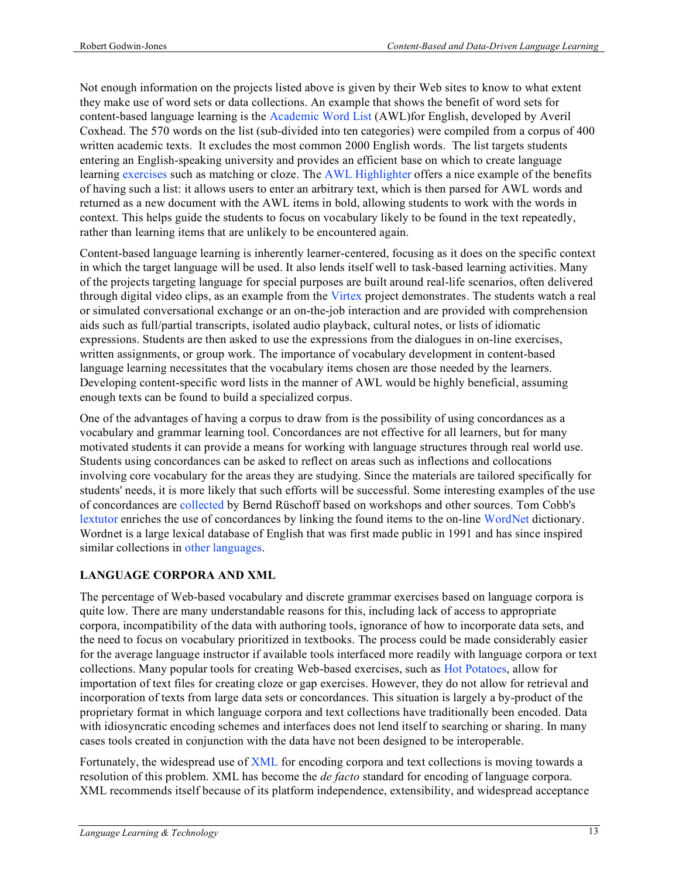Not enough information on the projects listed above is given by their Web sites to know to what extent they make use of word sets or data collections. An example that shows the benefit of word sets for content-based language learning is the Academic Word List (AWL)for English, developed by Averil Coxhead. The 570 words on the list (sub-divided into ten categories) were compiled from a corpus of 400 written academic texts. It excludes the most common 2000 English words. The list targets students entering an English-speaking university and provides an efficient base on which to create language learning exercises such as matching or cloze. The AWL Highlighter offers a nice example of the benefits of having such a list: it allows users to enter an arbitrary text, which is then parsed for AWL words and returned as a new document with the AWL items in bold, allowing students to work with the words in context. This helps guide the students to focus on vocabulary likely to be found in the text repeatedly, rather than learning items that are unlikely to be encountered again.

Content-based language learning is inherently learner-centered, focusing as it does on the specific context in which the target language will be used. It also lends itself well to task-based learning activities. Many of the projects targeting language for special purposes are built around real-life scenarios, often delivered through digital video clips, as an example from the Virtex project demonstrates. The students watch a real or simulated conversational exchange or an on-the-job interaction and are provided with comprehension aids such as full/partial transcripts, isolated audio playback, cultural notes, or lists of idiomatic expressions. Students are then asked to use the expressions from the dialogues in on-line exercises, written assignments, or group work. The importance of vocabulary development in content-based language learning necessitates that the vocabulary items chosen are those needed by the learners. Developing content-specific word lists in the manner of AWL would be highly beneficial, assuming enough texts can be found to build a specialized corpus.

One of the advantages of having a corpus to draw from is the possibility of using concordances as a vocabulary and grammar learning tool. Concordances are not effective for all learners, but for many motivated students it can provide a means for working with language structures through real world use. Students using concordances can be asked to reflect on areas such as inflections and collocations involving core vocabulary for the areas they are studying. Since the materials are tailored specifically for students' needs, it is more likely that such efforts will be successful. Some interesting examples of the use of concordances are collected by Bernd Rüschoff based on workshops and other sources. Tom Cobb's lextutor enriches the use of concordances by linking the found items to the on-line WordNet dictionary. Wordnet is a large lexical database of English that was first made public in 1991 and has since inspired similar collections in other languages.

## LANGUAGE CORPORA AND XML

The percentage of Web-based vocabulary and discrete grammar exercises based on language corpora is quite low. There are many understandable reasons for this, including lack of access to appropriate corpora, incompatibility of the data with authoring tools, ignorance of how to incorporate data sets, and the need to focus on vocabulary prioritized in textbooks. The process could be made considerably easier for the average language instructor if available tools interfaced more readily with language corpora or text collections. Many popular tools for creating Web-based exercises, such as Hot Potatoes, allow for importation of text files for creating cloze or gap exercises. However, they do not allow for retrieval and incorporation of texts from large data sets or concordances. This situation is largely a by-product of the proprietary format in which language corpora and text collections have traditionally been encoded. Data with idiosyncratic encoding schemes and interfaces does not lend itself to searching or sharing. In many cases tools created in conjunction with the data have not been designed to be interoperable.

Fortunately, the widespread use of XML for encoding corpora and text collections is moving towards a resolution of this problem. XML has become the *de facto* standard for encoding of language corpora. XML recommends itself because of its platform independence, extensibility, and widespread acceptance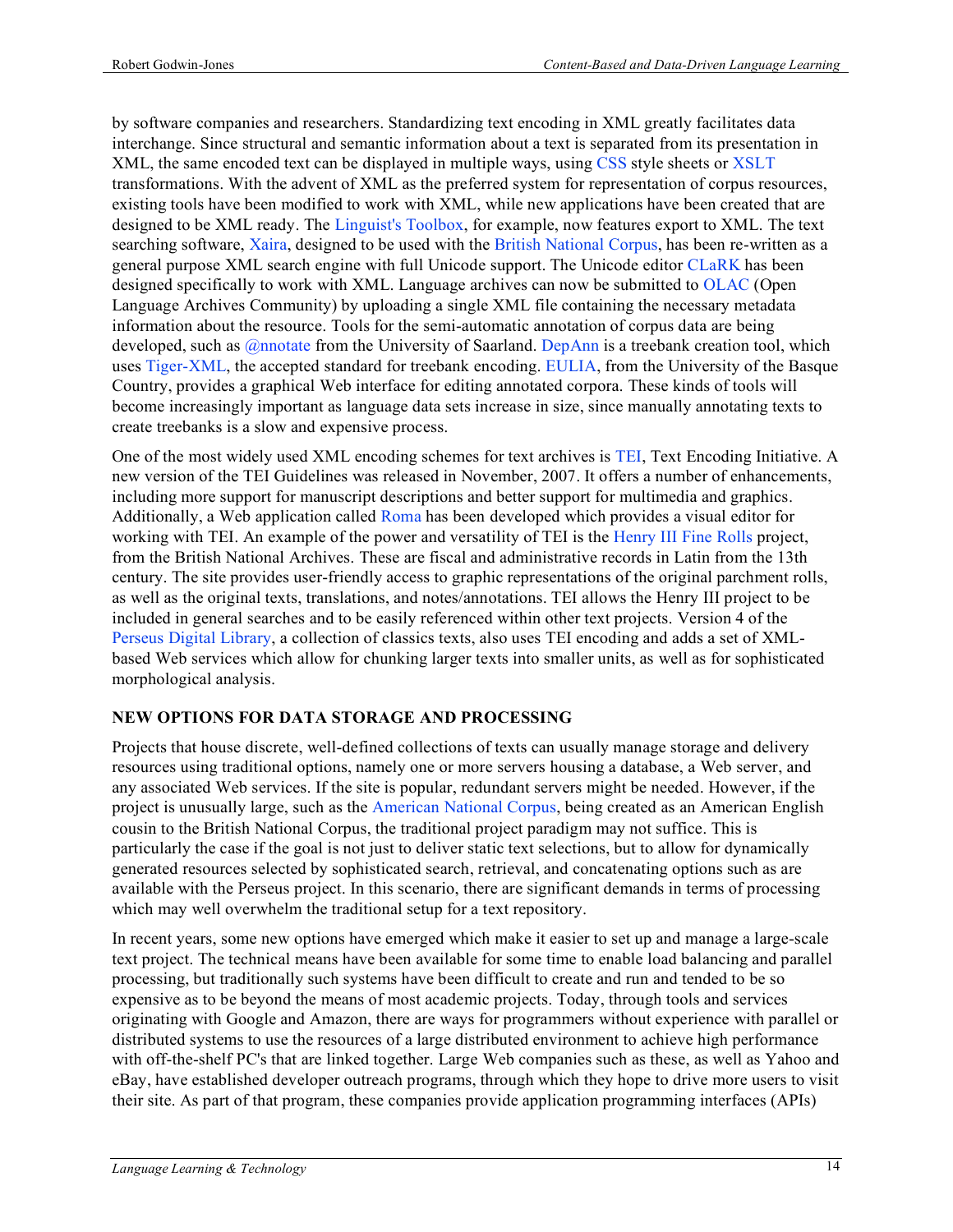by software companies and researchers. Standardizing text encoding in XML greatly facilitates data interchange. Since structural and semantic information about a text is separated from its presentation in XML, the same encoded text can be displayed in multiple ways, using CSS style sheets or XSLT transformations. With the advent of XML as the preferred system for representation of corpus resources, existing tools have been modified to work with XML, while new applications have been created that are designed to be XML ready. The Linguist's Toolbox, for example, now features export to XML. The text searching software, Xaira, designed to be used with the British National Corpus, has been re-written as a general purpose XML search engine with full Unicode support. The Unicode editor CLaRK has been designed specifically to work with XML. Language archives can now be submitted to OLAC (Open Language Archives Community) by uploading a single XML file containing the necessary metadata information about the resource. Tools for the semi-automatic annotation of corpus data are being developed, such as @nnotate from the University of Saarland. DepAnn is a treebank creation tool, which uses Tiger-XML, the accepted standard for treebank encoding. EULIA, from the University of the Basque Country, provides a graphical Web interface for editing annotated corpora. These kinds of tools will become increasingly important as language data sets increase in size, since manually annotating texts to create treebanks is a slow and expensive process.

One of the most widely used XML encoding schemes for text archives is TEI, Text Encoding Initiative. A new version of the TEI Guidelines was released in November, 2007. It offers a number of enhancements, including more support for manuscript descriptions and better support for multimedia and graphics. Additionally, a Web application called Roma has been developed which provides a visual editor for working with TEI. An example of the power and versatility of TEI is the Henry III Fine Rolls project, from the British National Archives. These are fiscal and administrative records in Latin from the 13th century. The site provides user-friendly access to graphic representations of the original parchment rolls, as well as the original texts, translations, and notes/annotations. TEI allows the Henry III project to be included in general searches and to be easily referenced within other text projects. Version 4 of the Perseus Digital Library, a collection of classics texts, also uses TEI encoding and adds a set of XML-based Web services which allow for chunking larger texts into smaller units, as well as for sophisticated morphological analysis.

## NEW OPTIONS FOR DATA STORAGE AND PROCESSING

Projects that house discrete, well-defined collections of texts can usually manage storage and delivery resources using traditional options, namely one or more servers housing a database, a Web server, and any associated Web services. If the site is popular, redundant servers might be needed. However, if the project is unusually large, such as the American National Corpus, being created as an American English cousin to the British National Corpus, the traditional project paradigm may not suffice. This is particularly the case if the goal is not just to deliver static text selections, but to allow for dynamically generated resources selected by sophisticated search, retrieval, and concatenating options such as are available with the Perseus project. In this scenario, there are significant demands in terms of processing which may well overwhelm the traditional setup for a text repository.

In recent years, some new options have emerged which make it easier to set up and manage a large-scale text project. The technical means have been available for some time to enable load balancing and parallel processing, but traditionally such systems have been difficult to create and run and tended to be so expensive as to be beyond the means of most academic projects. Today, through tools and services originating with Google and Amazon, there are ways for programmers without experience with parallel or distributed systems to use the resources of a large distributed environment to achieve high performance with off-the-shelf PC's that are linked together. Large Web companies such as these, as well as Yahoo and eBay, have established developer outreach programs, through which they hope to drive more users to visit their site. As part of that program, these companies provide application programming interfaces (APIs)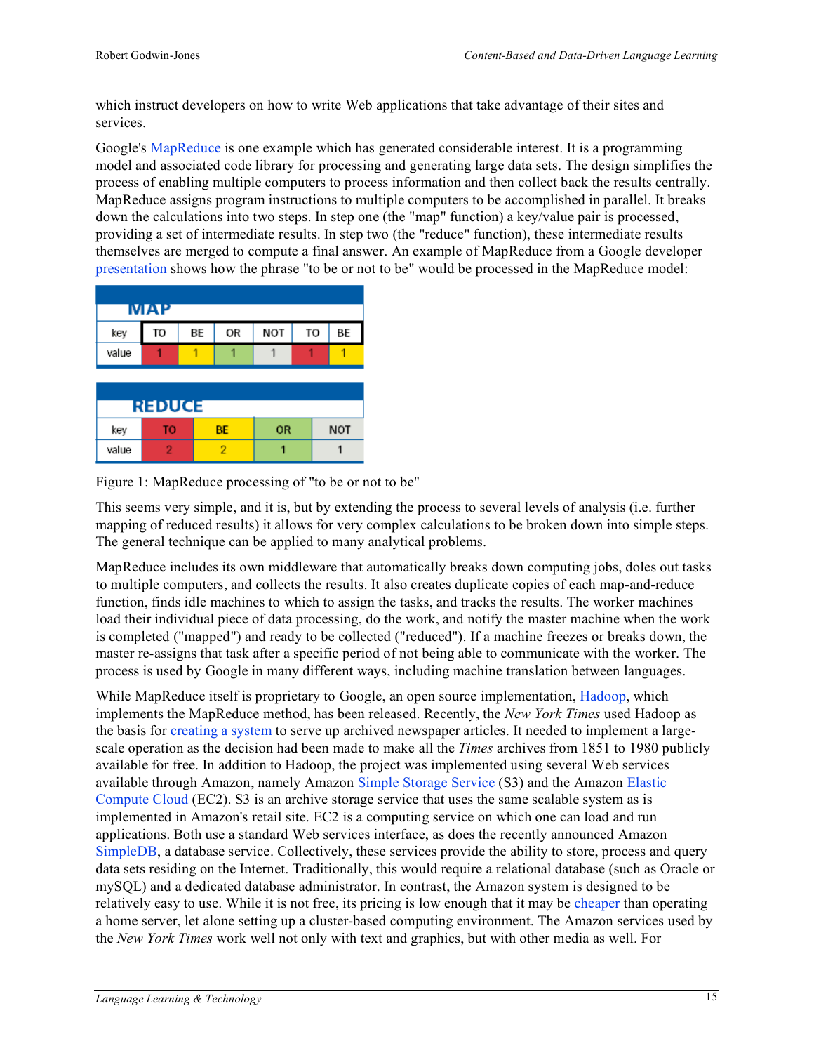which instruct developers on how to write Web applications that take advantage of their sites and services.

Google's MapReduce is one example which has generated considerable interest. It is a programming model and associated code library for processing and generating large data sets. The design simplifies the process of enabling multiple computers to process information and then collect back the results centrally. MapReduce assigns program instructions to multiple computers to be accomplished in parallel. It breaks down the calculations into two steps. In step one (the "map" function) a key/value pair is processed, providing a set of intermediate results. In step two (the "reduce" function), these intermediate results themselves are merged to compute a final answer. An example of MapReduce from a Google developer presentation shows how the phrase "to be or not to be" would be processed in the MapReduce model:

**MAP**

| key | TO | BE | OR | NOT | TO | BE |
|---|---|---|---|---|---|---|
| value | 1 | 1 | 1 | 1 | 1 | 1 |

**REDUCE**

| key | TO | BE | OR | NOT |
|---|---|---|---|---|
| value | 2 | 2 | 1 | 1 |

Figure 1: MapReduce processing of "to be or not to be"

This seems very simple, and it is, but by extending the process to several levels of analysis (i.e. further mapping of reduced results) it allows for very complex calculations to be broken down into simple steps. The general technique can be applied to many analytical problems.

MapReduce includes its own middleware that automatically breaks down computing jobs, doles out tasks to multiple computers, and collects the results. It also creates duplicate copies of each map-and-reduce function, finds idle machines to which to assign the tasks, and tracks the results. The worker machines load their individual piece of data processing, do the work, and notify the master machine when the work is completed ("mapped") and ready to be collected ("reduced"). If a machine freezes or breaks down, the master re-assigns that task after a specific period of not being able to communicate with the worker. The process is used by Google in many different ways, including machine translation between languages.

While MapReduce itself is proprietary to Google, an open source implementation, Hadoop, which implements the MapReduce method, has been released. Recently, the *New York Times* used Hadoop as the basis for creating a system to serve up archived newspaper articles. It needed to implement a large-scale operation as the decision had been made to make all the *Times* archives from 1851 to 1980 publicly available for free. In addition to Hadoop, the project was implemented using several Web services available through Amazon, namely Amazon Simple Storage Service (S3) and the Amazon Elastic Compute Cloud (EC2). S3 is an archive storage service that uses the same scalable system as is implemented in Amazon's retail site. EC2 is a computing service on which one can load and run applications. Both use a standard Web services interface, as does the recently announced Amazon SimpleDB, a database service. Collectively, these services provide the ability to store, process and query data sets residing on the Internet. Traditionally, this would require a relational database (such as Oracle or mySQL) and a dedicated database administrator. In contrast, the Amazon system is designed to be relatively easy to use. While it is not free, its pricing is low enough that it may be cheaper than operating a home server, let alone setting up a cluster-based computing environment. The Amazon services used by the *New York Times* work well not only with text and graphics, but with other media as well. For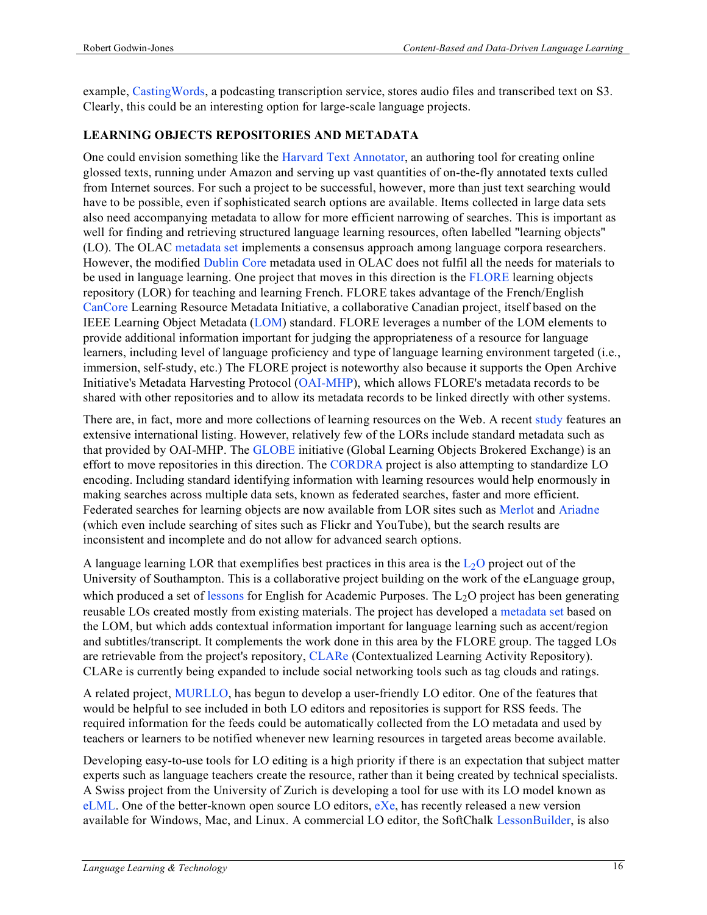example, CastingWords, a podcasting transcription service, stores audio files and transcribed text on S3. Clearly, this could be an interesting option for large-scale language projects.

## LEARNING OBJECTS REPOSITORIES AND METADATA

One could envision something like the Harvard Text Annotator, an authoring tool for creating online glossed texts, running under Amazon and serving up vast quantities of on-the-fly annotated texts culled from Internet sources. For such a project to be successful, however, more than just text searching would have to be possible, even if sophisticated search options are available. Items collected in large data sets also need accompanying metadata to allow for more efficient narrowing of searches. This is important as well for finding and retrieving structured language learning resources, often labelled "learning objects" (LO). The OLAC metadata set implements a consensus approach among language corpora researchers. However, the modified Dublin Core metadata used in OLAC does not fulfil all the needs for materials to be used in language learning. One project that moves in this direction is the FLORE learning objects repository (LOR) for teaching and learning French. FLORE takes advantage of the French/English CanCore Learning Resource Metadata Initiative, a collaborative Canadian project, itself based on the IEEE Learning Object Metadata (LOM) standard. FLORE leverages a number of the LOM elements to provide additional information important for judging the appropriateness of a resource for language learners, including level of language proficiency and type of language learning environment targeted (i.e., immersion, self-study, etc.) The FLORE project is noteworthy also because it supports the Open Archive Initiative's Metadata Harvesting Protocol (OAI-MHP), which allows FLORE's metadata records to be shared with other repositories and to allow its metadata records to be linked directly with other systems.

There are, in fact, more and more collections of learning resources on the Web. A recent study features an extensive international listing. However, relatively few of the LORs include standard metadata such as that provided by OAI-MHP. The GLOBE initiative (Global Learning Objects Brokered Exchange) is an effort to move repositories in this direction. The CORDRA project is also attempting to standardize LO encoding. Including standard identifying information with learning resources would help enormously in making searches across multiple data sets, known as federated searches, faster and more efficient. Federated searches for learning objects are now available from LOR sites such as Merlot and Ariadne (which even include searching of sites such as Flickr and YouTube), but the search results are inconsistent and incomplete and do not allow for advanced search options.

A language learning LOR that exemplifies best practices in this area is the $L_2O$ project out of the University of Southampton. This is a collaborative project building on the work of the eLanguage group, which produced a set of lessons for English for Academic Purposes. The $L_2O$ project has been generating reusable LOs created mostly from existing materials. The project has developed a metadata set based on the LOM, but which adds contextual information important for language learning such as accent/region and subtitles/transcript. It complements the work done in this area by the FLORE group. The tagged LOs are retrievable from the project's repository, CLARe (Contextualized Learning Activity Repository). CLARe is currently being expanded to include social networking tools such as tag clouds and ratings.

A related project, MURLLO, has begun to develop a user-friendly LO editor. One of the features that would be helpful to see included in both LO editors and repositories is support for RSS feeds. The required information for the feeds could be automatically collected from the LO metadata and used by teachers or learners to be notified whenever new learning resources in targeted areas become available.

Developing easy-to-use tools for LO editing is a high priority if there is an expectation that subject matter experts such as language teachers create the resource, rather than it being created by technical specialists. A Swiss project from the University of Zurich is developing a tool for use with its LO model known as eLML. One of the better-known open source LO editors, eXe, has recently released a new version available for Windows, Mac, and Linux. A commercial LO editor, the SoftChalk LessonBuilder, is also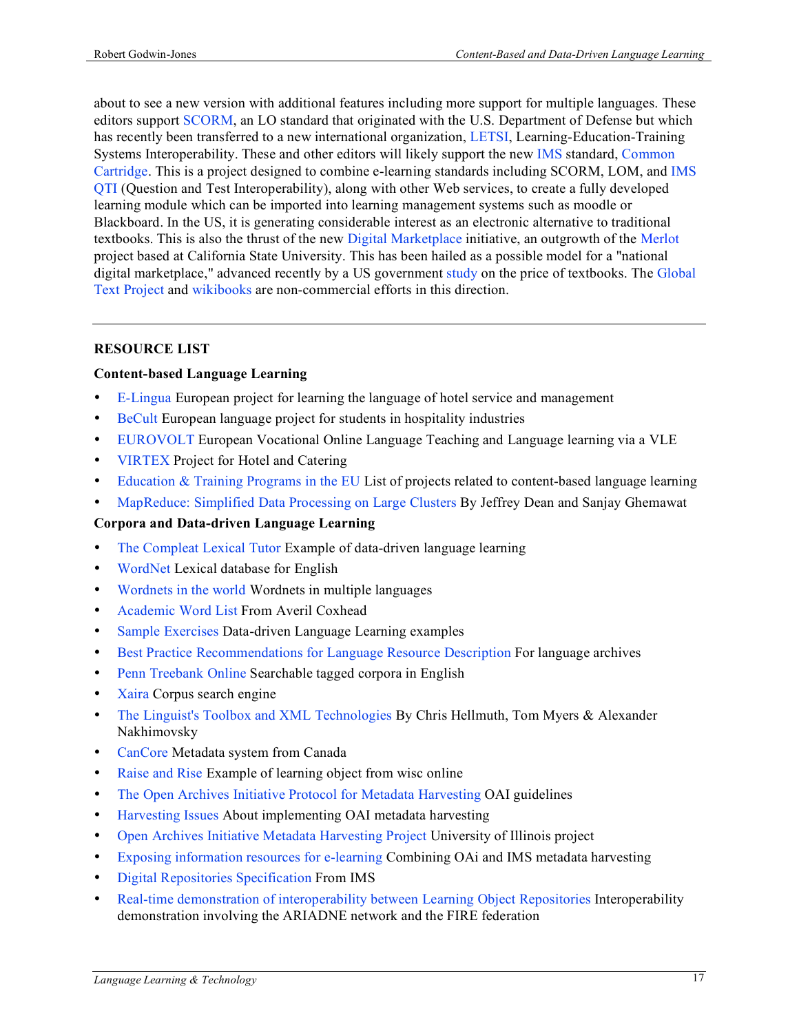about to see a new version with additional features including more support for multiple languages. These editors support SCORM, an LO standard that originated with the U.S. Department of Defense but which has recently been transferred to a new international organization, LETSI, Learning-Education-Training Systems Interoperability. These and other editors will likely support the new IMS standard, Common Cartridge. This is a project designed to combine e-learning standards including SCORM, LOM, and IMS QTI (Question and Test Interoperability), along with other Web services, to create a fully developed learning module which can be imported into learning management systems such as moodle or Blackboard. In the US, it is generating considerable interest as an electronic alternative to traditional textbooks. This is also the thrust of the new Digital Marketplace initiative, an outgrowth of the Merlot project based at California State University. This has been hailed as a possible model for a "national digital marketplace," advanced recently by a US government study on the price of textbooks. The Global Text Project and wikibooks are non-commercial efforts in this direction.

---

## RESOURCE LIST

### Content-based Language Learning

- E-Lingua European project for learning the language of hotel service and management
- BeCult European language project for students in hospitality industries
- EUROVOLT European Vocational Online Language Teaching and Language learning via a VLE
- VIRTEX Project for Hotel and Catering
- Education & Training Programs in the EU List of projects related to content-based language learning
- MapReduce: Simplified Data Processing on Large Clusters By Jeffrey Dean and Sanjay Ghemawat

### Corpora and Data-driven Language Learning

- The Compleat Lexical Tutor Example of data-driven language learning
- WordNet Lexical database for English
- Wordnets in the world Wordnets in multiple languages
- Academic Word List From Averil Coxhead
- Sample Exercises Data-driven Language Learning examples
- Best Practice Recommendations for Language Resource Description For language archives
- Penn Treebank Online Searchable tagged corpora in English
- Xaira Corpus search engine
- The Linguist's Toolbox and XML Technologies By Chris Hellmuth, Tom Myers & Alexander Nakhimovsky
- CanCore Metadata system from Canada
- Raise and Rise Example of learning object from wisc online
- The Open Archives Initiative Protocol for Metadata Harvesting OAI guidelines
- Harvesting Issues About implementing OAI metadata harvesting
- Open Archives Initiative Metadata Harvesting Project University of Illinois project
- Exposing information resources for e-learning Combining OAi and IMS metadata harvesting
- Digital Repositories Specification From IMS
- Real-time demonstration of interoperability between Learning Object Repositories Interoperability demonstration involving the ARIADNE network and the FIRE federation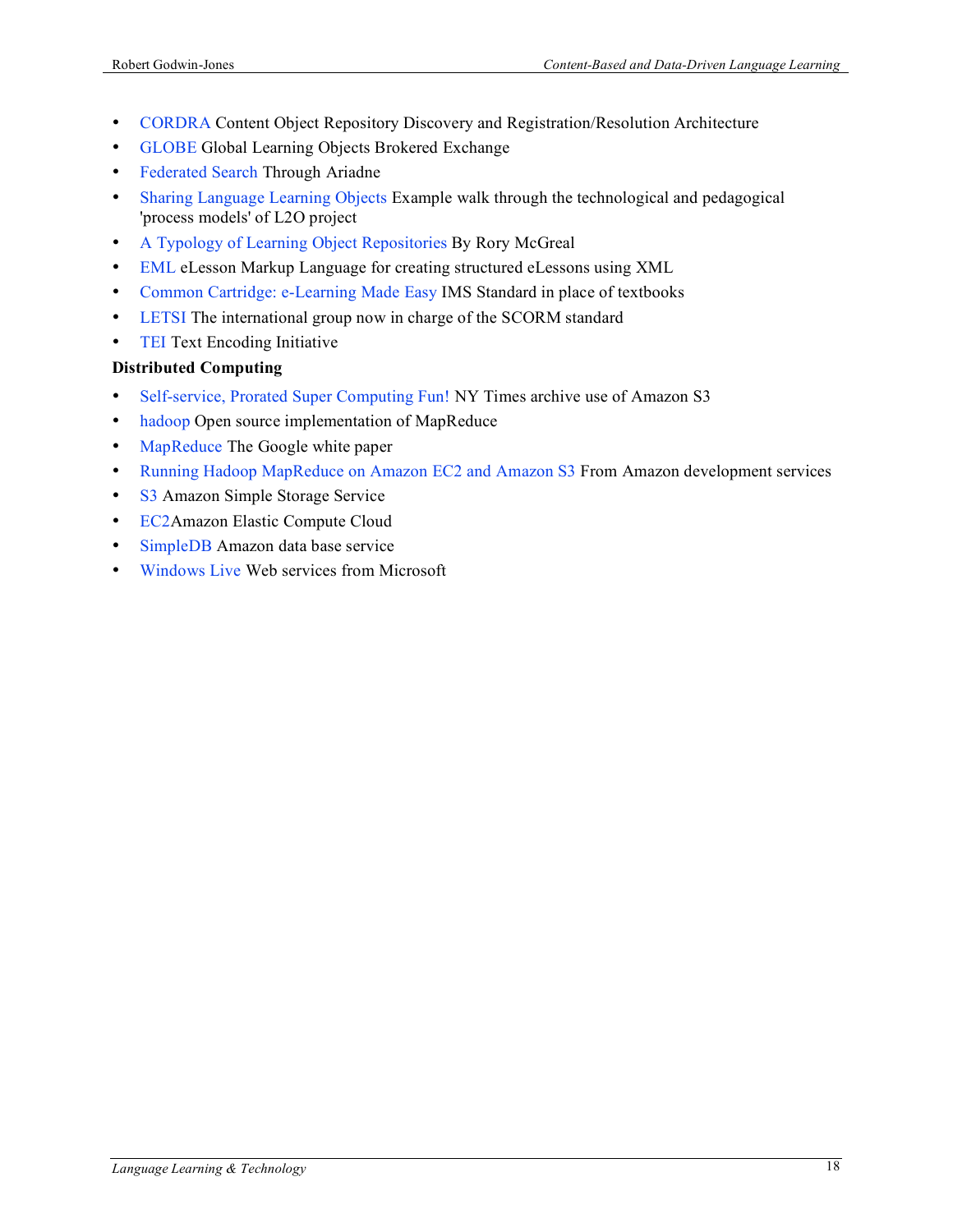- CORDRA Content Object Repository Discovery and Registration/Resolution Architecture
- GLOBE Global Learning Objects Brokered Exchange
- Federated Search Through Ariadne
- Sharing Language Learning Objects Example walk through the technological and pedagogical 'process models' of L2O project
- A Typology of Learning Object Repositories By Rory McGreal
- EML eLesson Markup Language for creating structured eLessons using XML
- Common Cartridge: e-Learning Made Easy IMS Standard in place of textbooks
- LETSI The international group now in charge of the SCORM standard
- TEI Text Encoding Initiative

**Distributed Computing**

- Self-service, Prorated Super Computing Fun! NY Times archive use of Amazon S3
- hadoop Open source implementation of MapReduce
- MapReduce The Google white paper
- Running Hadoop MapReduce on Amazon EC2 and Amazon S3 From Amazon development services
- S3 Amazon Simple Storage Service
- EC2Amazon Elastic Compute Cloud
- SimpleDB Amazon data base service
- Windows Live Web services from Microsoft